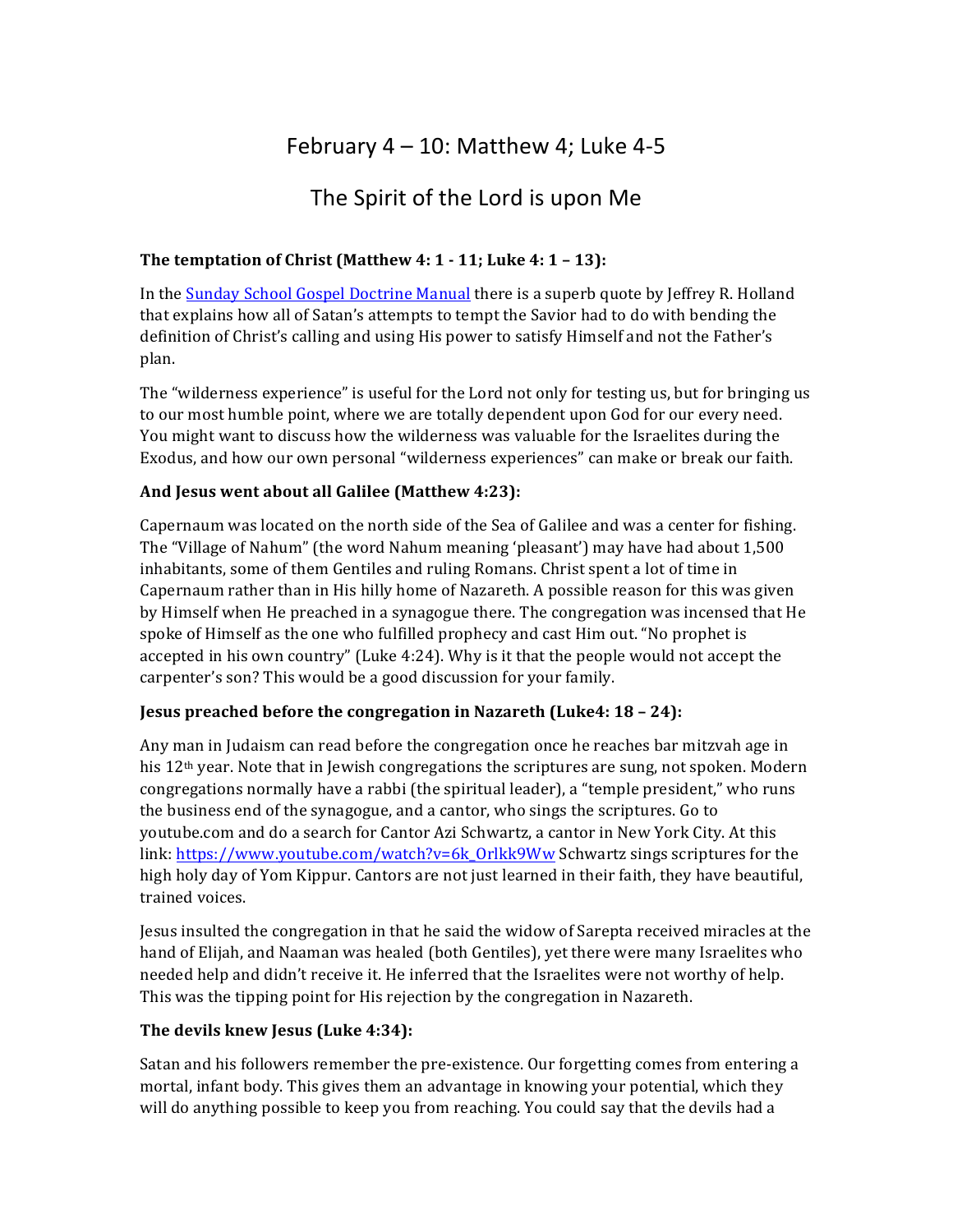# February 4 – 10: Matthew 4; Luke 4-5

## The Spirit of the Lord is upon Me

**The temptation of Christ (Matthew 4: 1 - 11; Luke 4: 1 – 13):**

In the Sunday School Gospel Doctrine Manual there is a superb quote by Jeffrey R. Holland that explains how all of Satan's attempts to tempt the Savior had to do with bending the definition of Christ's calling and using His power to satisfy Himself and not the Father's plan.

The "wilderness experience" is useful for the Lord not only for testing us, but for bringing us to our most humble point, where we are totally dependent upon God for our every need. You might want to discuss how the wilderness was valuable for the Israelites during the Exodus, and how our own personal "wilderness experiences" can make or break our faith.

**And Jesus went about all Galilee (Matthew 4:23):**

Capernaum was located on the north side of the Sea of Galilee and was a center for fishing. The "Village of Nahum" (the word Nahum meaning 'pleasant') may have had about 1,500 inhabitants, some of them Gentiles and ruling Romans. Christ spent a lot of time in Capernaum rather than in His hilly home of Nazareth. A possible reason for this was given by Himself when He preached in a synagogue there. The congregation was incensed that He spoke of Himself as the one who fulfilled prophecy and cast Him out. "No prophet is accepted in his own country" (Luke 4:24). Why is it that the people would not accept the carpenter's son? This would be a good discussion for your family.

**Jesus preached before the congregation in Nazareth (Luke4: 18 – 24):**

Any man in Judaism can read before the congregation once he reaches bar mitzvah age in his 12th year. Note that in Jewish congregations the scriptures are sung, not spoken. Modern congregations normally have a rabbi (the spiritual leader), a "temple president," who runs the business end of the synagogue, and a cantor, who sings the scriptures. Go to youtube.com and do a search for Cantor Azi Schwartz, a cantor in New York City. At this link: https://www.youtube.com/watch?v=6k_Orlkk9Ww Schwartz sings scriptures for the high holy day of Yom Kippur. Cantors are not just learned in their faith, they have beautiful, trained voices.

Jesus insulted the congregation in that he said the widow of Sarepta received miracles at the hand of Elijah, and Naaman was healed (both Gentiles), yet there were many Israelites who needed help and didn't receive it. He inferred that the Israelites were not worthy of help. This was the tipping point for His rejection by the congregation in Nazareth.

**The devils knew Jesus (Luke 4:34):**

Satan and his followers remember the pre-existence. Our forgetting comes from entering a mortal, infant body. This gives them an advantage in knowing your potential, which they will do anything possible to keep you from reaching. You could say that the devils had a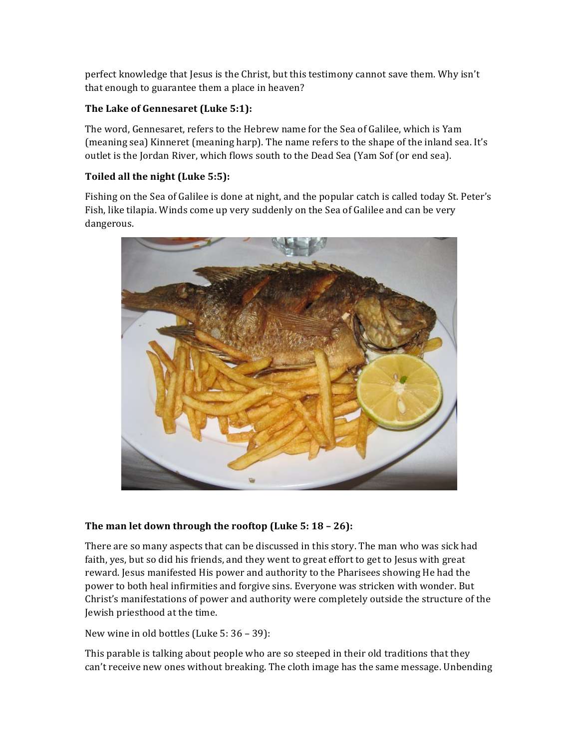perfect knowledge that Jesus is the Christ, but this testimony cannot save them. Why isn't that enough to guarantee them a place in heaven?

**The Lake of Gennesaret (Luke 5:1):**

The word, Gennesaret, refers to the Hebrew name for the Sea of Galilee, which is Yam (meaning sea) Kinneret (meaning harp). The name refers to the shape of the inland sea. It's outlet is the Jordan River, which flows south to the Dead Sea (Yam Sof (or end sea).

**Toiled all the night (Luke 5:5):**

Fishing on the Sea of Galilee is done at night, and the popular catch is called today St. Peter's Fish, like tilapia. Winds come up very suddenly on the Sea of Galilee and can be very dangerous.

**The man let down through the rooftop (Luke 5: 18 – 26):**

There are so many aspects that can be discussed in this story. The man who was sick had faith, yes, but so did his friends, and they went to great effort to get to Jesus with great reward. Jesus manifested His power and authority to the Pharisees showing He had the power to both heal infirmities and forgive sins. Everyone was stricken with wonder. But Christ's manifestations of power and authority were completely outside the structure of the Jewish priesthood at the time.

New wine in old bottles (Luke 5: 36 – 39):

This parable is talking about people who are so steeped in their old traditions that they can't receive new ones without breaking. The cloth image has the same message. Unbending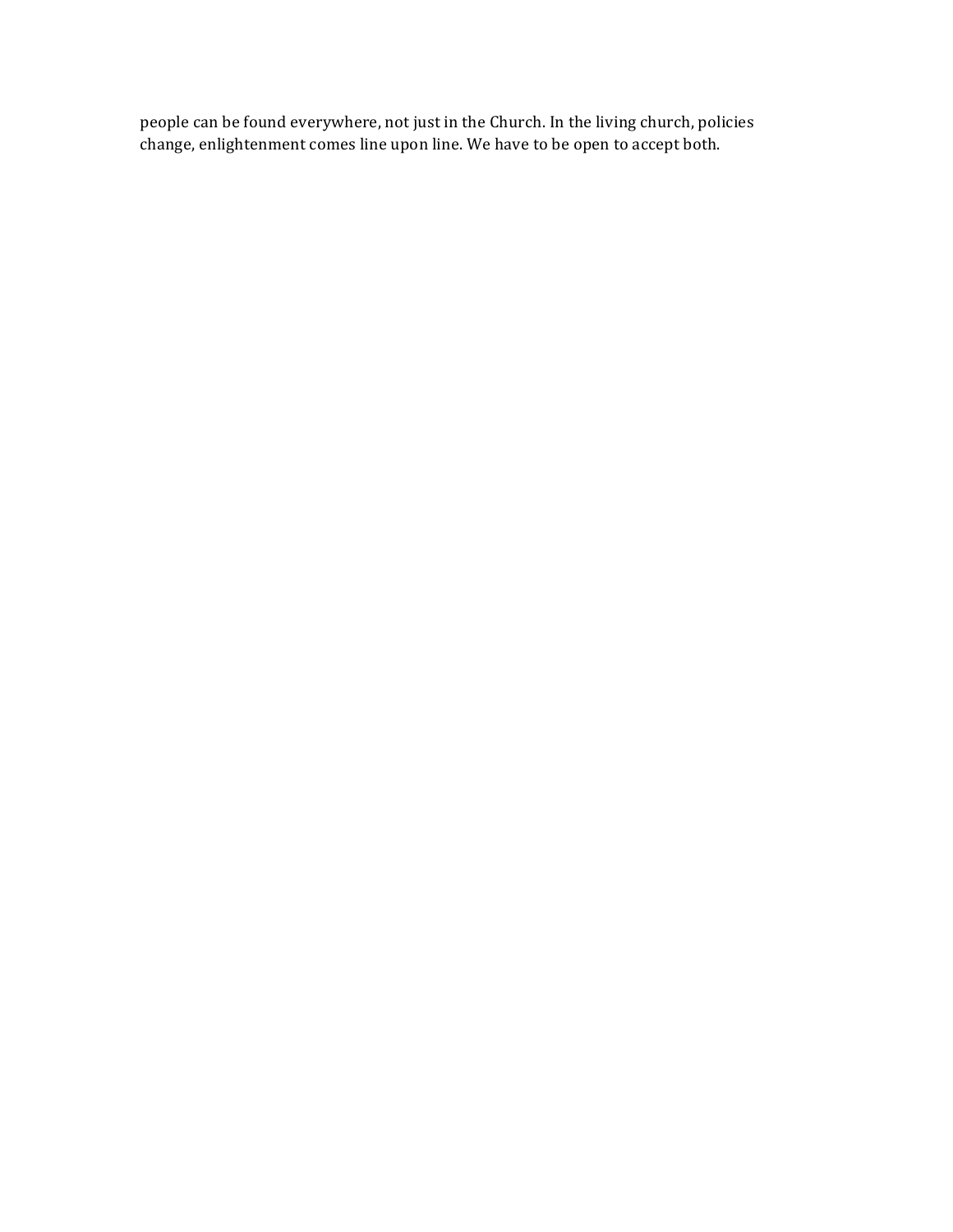people can be found everywhere, not just in the Church. In the living church, policies change, enlightenment comes line upon line. We have to be open to accept both.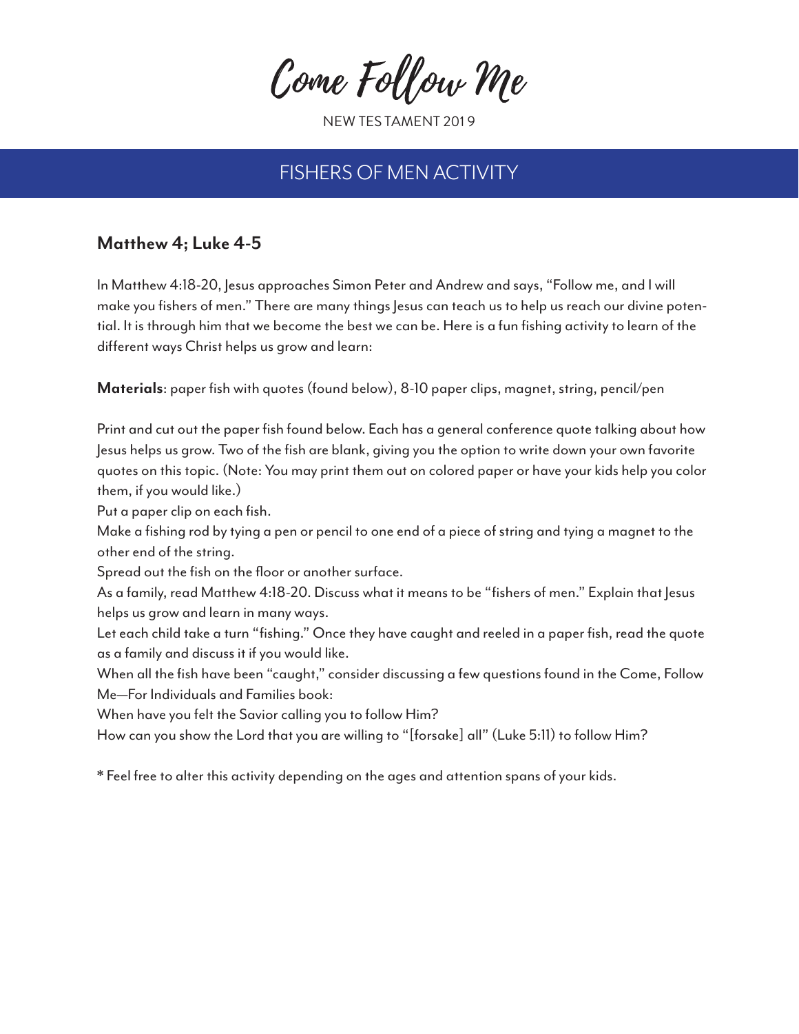# Come Follow Me

NEW TESTAMENT 2019

## FISHERS OF MEN ACTIVITY

### Matthew 4; Luke 4-5

In Matthew 4:18-20, Jesus approaches Simon Peter and Andrew and says, "Follow me, and I will make you fishers of men." There are many things Jesus can teach us to help us reach our divine potential. It is through him that we become the best we can be. Here is a fun fishing activity to learn of the different ways Christ helps us grow and learn:

**Materials**: paper fish with quotes (found below), 8-10 paper clips, magnet, string, pencil/pen

Print and cut out the paper fish found below. Each has a general conference quote talking about how Jesus helps us grow. Two of the fish are blank, giving you the option to write down your own favorite quotes on this topic. (Note: You may print them out on colored paper or have your kids help you color them, if you would like.)

Put a paper clip on each fish.

Make a fishing rod by tying a pen or pencil to one end of a piece of string and tying a magnet to the other end of the string.

Spread out the fish on the floor or another surface.

As a family, read Matthew 4:18-20. Discuss what it means to be "fishers of men." Explain that Jesus helps us grow and learn in many ways.

Let each child take a turn "fishing." Once they have caught and reeled in a paper fish, read the quote as a family and discuss it if you would like.

When all the fish have been "caught," consider discussing a few questions found in the Come, Follow Me—For Individuals and Families book:

When have you felt the Savior calling you to follow Him?

How can you show the Lord that you are willing to "[forsake] all" (Luke 5:11) to follow Him?

* Feel free to alter this activity depending on the ages and attention spans of your kids.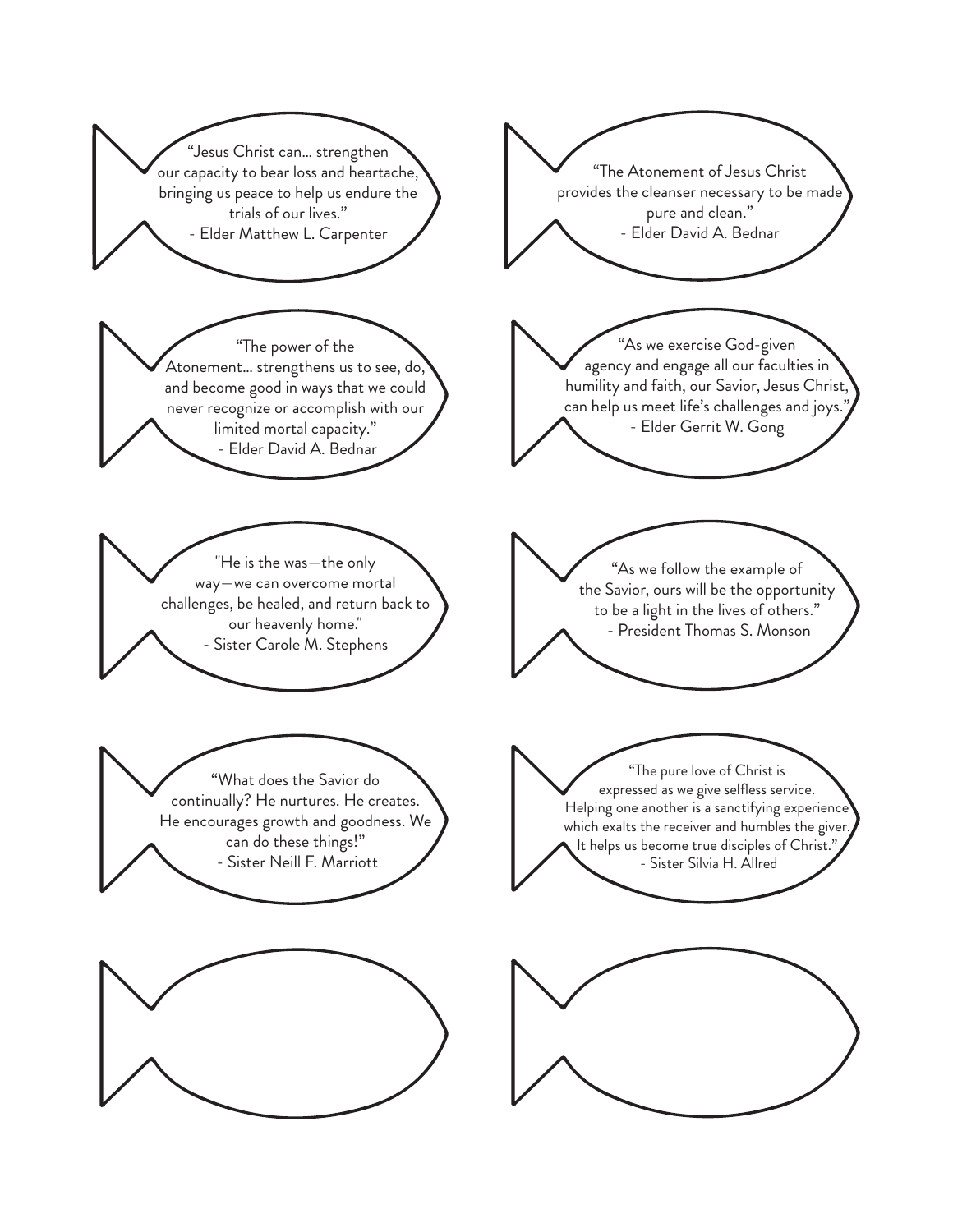"Jesus Christ can... strengthen our capacity to bear loss and heartache, bringing us peace to help us endure the trials of our lives."
- Elder Matthew L. Carpenter

"The Atonement of Jesus Christ provides the cleanser necessary to be made pure and clean."
- Elder David A. Bednar

"The power of the Atonement... strengthens us to see, do, and become good in ways that we could never recognize or accomplish with our limited mortal capacity."
- Elder David A. Bednar

"As we exercise God-given agency and engage all our faculties in humility and faith, our Savior, Jesus Christ, can help us meet life's challenges and joys."
- Elder Gerrit W. Gong

"He is the was—the only way—we can overcome mortal challenges, be healed, and return back to our heavenly home."
- Sister Carole M. Stephens

"As we follow the example of the Savior, ours will be the opportunity to be a light in the lives of others."
- President Thomas S. Monson

"What does the Savior do continually? He nurtures. He creates. He encourages growth and goodness. We can do these things!"
- Sister Neill F. Marriott

"The pure love of Christ is expressed as we give selfless service. Helping one another is a sanctifying experience which exalts the receiver and humbles the giver. It helps us become true disciples of Christ."
- Sister Silvia H. Allred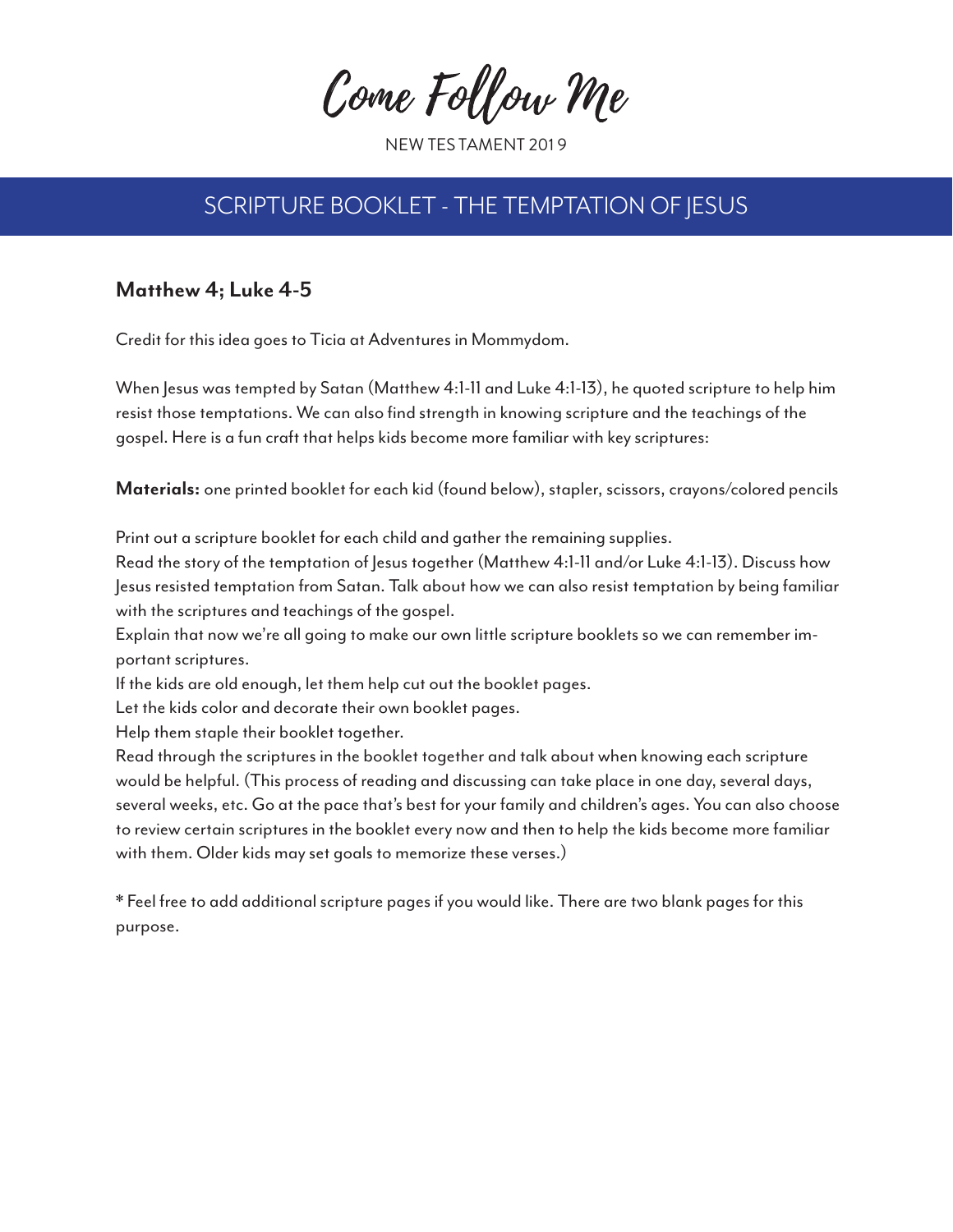# Come Follow Me

NEW TESTAMENT 2019

## SCRIPTURE BOOKLET - THE TEMPTATION OF JESUS

### Matthew 4; Luke 4-5

Credit for this idea goes to Ticia at Adventures in Mommydom.

When Jesus was tempted by Satan (Matthew 4:1-11 and Luke 4:1-13), he quoted scripture to help him resist those temptations. We can also find strength in knowing scripture and the teachings of the gospel. Here is a fun craft that helps kids become more familiar with key scriptures:

**Materials:** one printed booklet for each kid (found below), stapler, scissors, crayons/colored pencils

Print out a scripture booklet for each child and gather the remaining supplies.
Read the story of the temptation of Jesus together (Matthew 4:1-11 and/or Luke 4:1-13). Discuss how Jesus resisted temptation from Satan. Talk about how we can also resist temptation by being familiar with the scriptures and teachings of the gospel.
Explain that now we're all going to make our own little scripture booklets so we can remember important scriptures.
If the kids are old enough, let them help cut out the booklet pages.
Let the kids color and decorate their own booklet pages.
Help them staple their booklet together.
Read through the scriptures in the booklet together and talk about when knowing each scripture would be helpful. (This process of reading and discussing can take place in one day, several days, several weeks, etc. Go at the pace that's best for your family and children's ages. You can also choose to review certain scriptures in the booklet every now and then to help the kids become more familiar with them. Older kids may set goals to memorize these verses.)

* Feel free to add additional scripture pages if you would like. There are two blank pages for this purpose.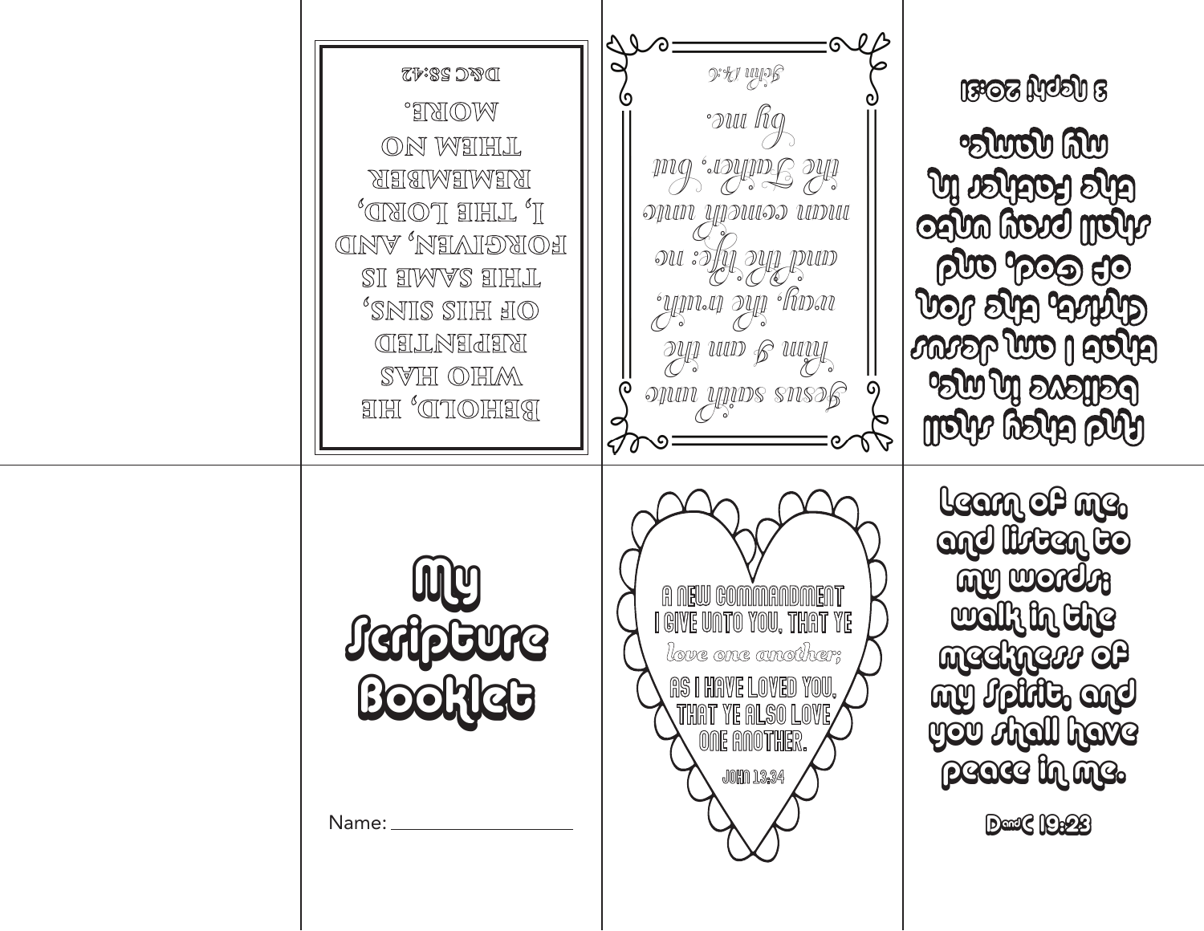Behold, he who has repented of his sins, the same is forgiven, and I, the Lord, remember them no more.

D&C 58:42

Jesus saith unto him I am the way, the truth, and the life: no man cometh unto the Father, but by me.

John 14:6

And they shall believe in me, that I am Jesus Christ, the Son of God, and shall pray unto the Father in my name.

3 Nephi 20:31

# My Scripture Booklet

Name: ___________________

A NEW COMMANDMENT I GIVE UNTO YOU, THAT YE *love one another;* AS I HAVE LOVED YOU, THAT YE ALSO LOVE ONE ANOTHER.

JOHN 13:34

Learn of me, and listen to my words; walk in the meekness of my Spirit, and you shall have peace in me.

D and C 19:23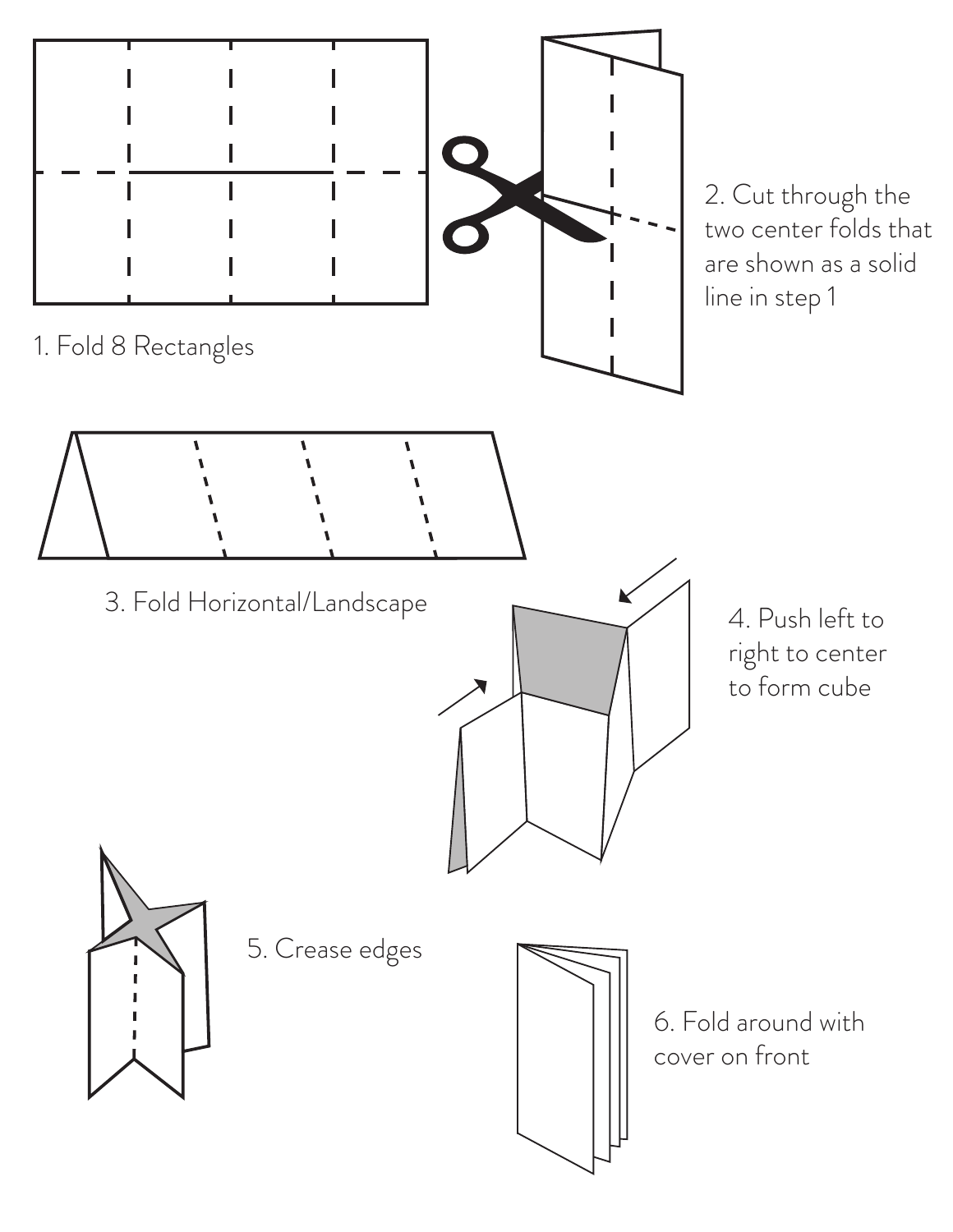1. Fold 8 Rectangles

2. Cut through the two center folds that are shown as a solid line in step 1

3. Fold Horizontal/Landscape

4. Push left to right to center to form cube

5. Crease edges

6. Fold around with cover on front